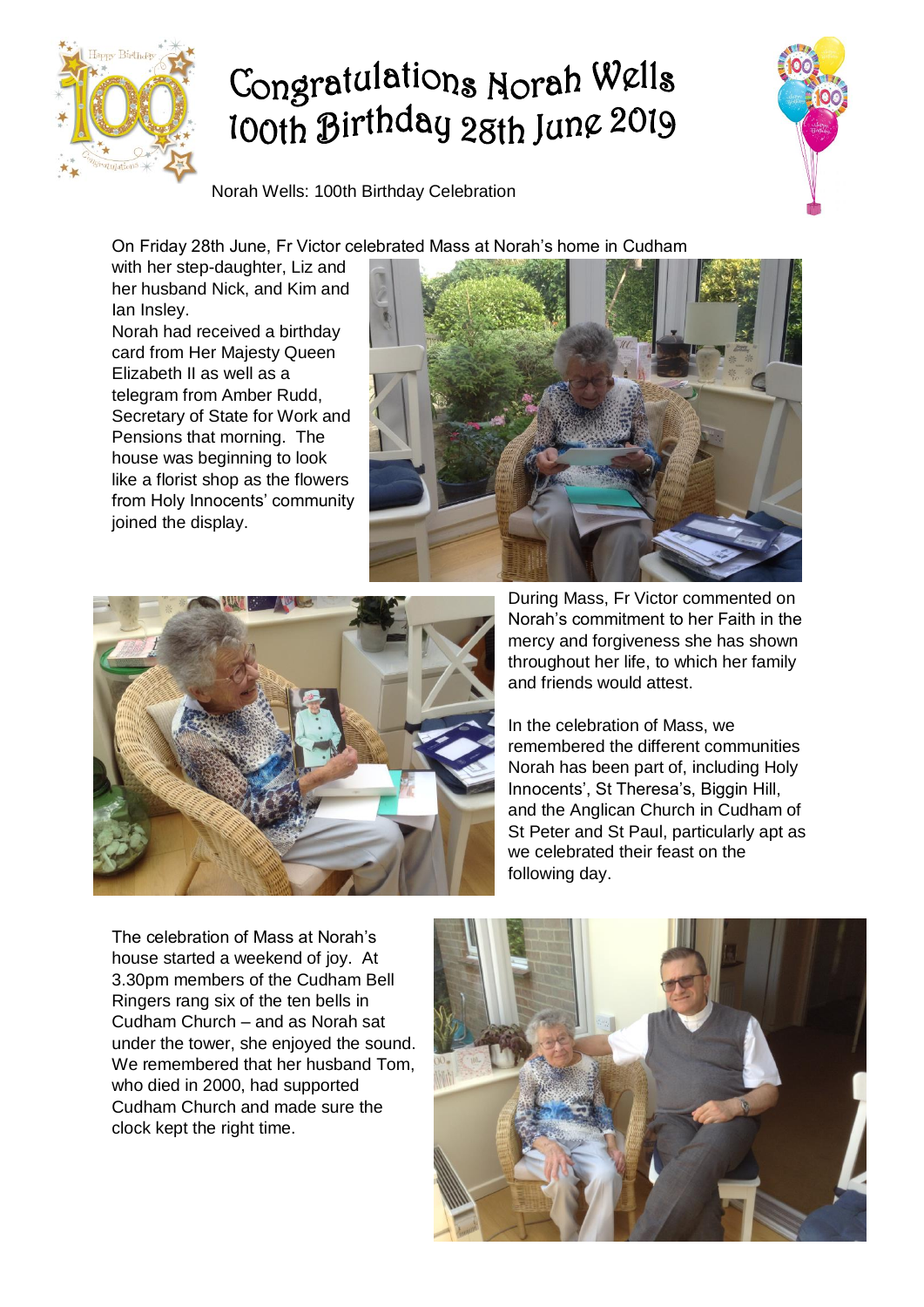# Congratulations Norah Wells 100th Birthday 28th June 2019

Norah Wells: 100th Birthday Celebration

On Friday 28th June, Fr Victor celebrated Mass at Norah's home in Cudham with her step-daughter, Liz and her husband Nick, and Kim and Ian Insley.

Norah had received a birthday card from Her Majesty Queen Elizabeth II as well as a telegram from Amber Rudd, Secretary of State for Work and Pensions that morning. The house was beginning to look like a florist shop as the flowers from Holy Innocents' community joined the display.

During Mass, Fr Victor commented on Norah's commitment to her Faith in the mercy and forgiveness she has shown throughout her life, to which her family and friends would attest.

In the celebration of Mass, we remembered the different communities Norah has been part of, including Holy Innocents', St Theresa's, Biggin Hill, and the Anglican Church in Cudham of St Peter and St Paul, particularly apt as we celebrated their feast on the following day.

The celebration of Mass at Norah's house started a weekend of joy. At 3.30pm members of the Cudham Bell Ringers rang six of the ten bells in Cudham Church – and as Norah sat under the tower, she enjoyed the sound. We remembered that her husband Tom, who died in 2000, had supported Cudham Church and made sure the clock kept the right time.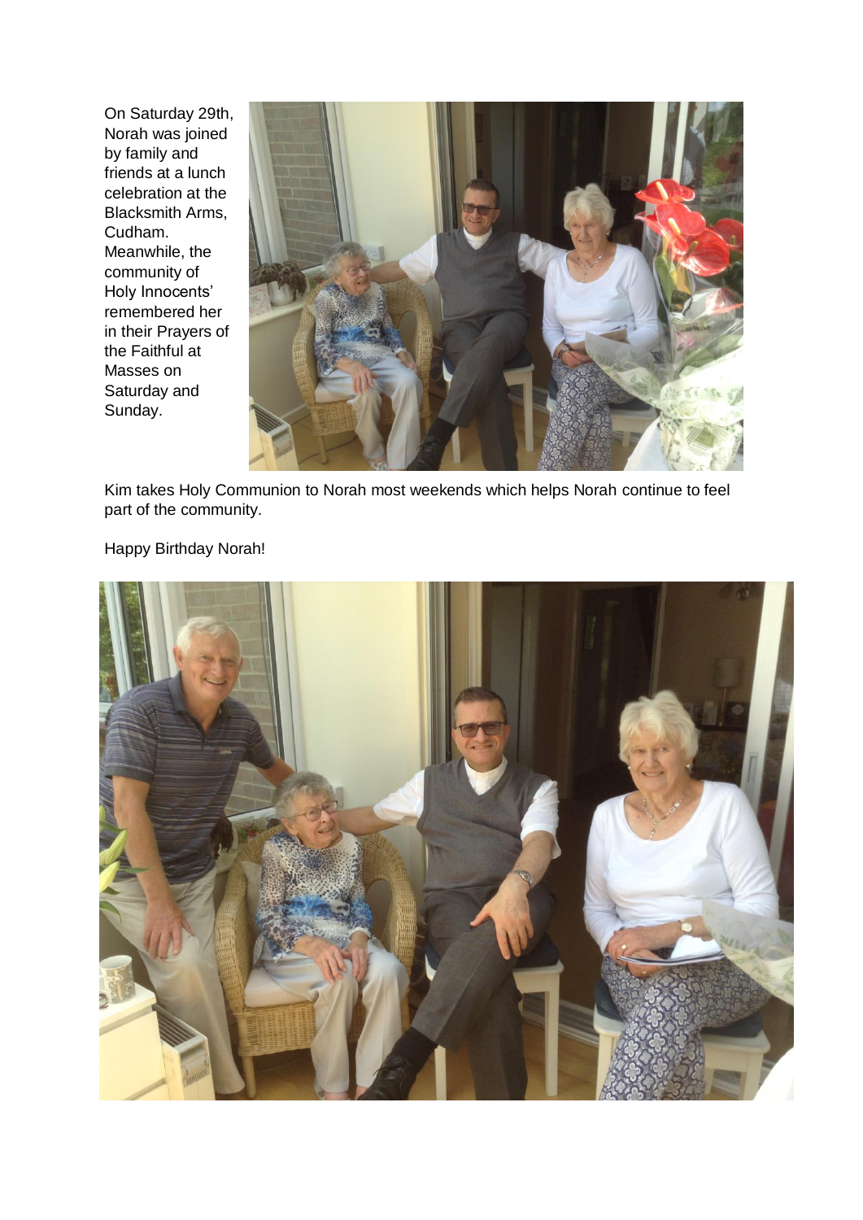On Saturday 29th, Norah was joined by family and friends at a lunch celebration at the Blacksmith Arms, Cudham. Meanwhile, the community of Holy Innocents' remembered her in their Prayers of the Faithful at Masses on Saturday and Sunday.

Kim takes Holy Communion to Norah most weekends which helps Norah continue to feel part of the community.

Happy Birthday Norah!